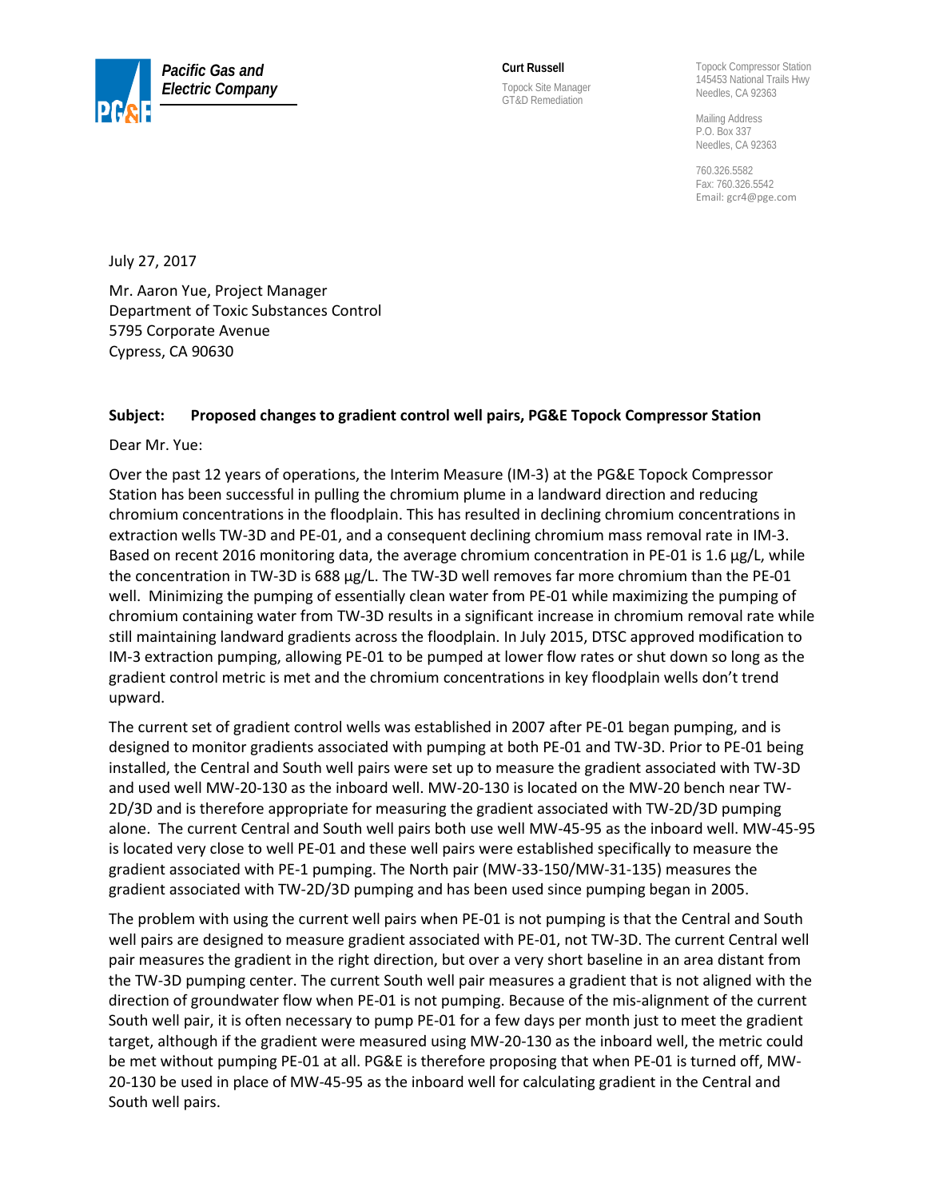**Pacific Gas and Electric Company**

**Curt Russell**
Topock Site Manager
GT&D Remediation

Topock Compressor Station
145453 National Trails Hwy
Needles, CA 92363

Mailing Address
P.O. Box 337
Needles, CA 92363

760.326.5582
Fax: 760.326.5542
Email: gcr4@pge.com

July 27, 2017

Mr. Aaron Yue, Project Manager
Department of Toxic Substances Control
5795 Corporate Avenue
Cypress, CA 90630

**Subject: Proposed changes to gradient control well pairs, PG&E Topock Compressor Station**

Dear Mr. Yue:

Over the past 12 years of operations, the Interim Measure (IM-3) at the PG&E Topock Compressor Station has been successful in pulling the chromium plume in a landward direction and reducing chromium concentrations in the floodplain. This has resulted in declining chromium concentrations in extraction wells TW-3D and PE-01, and a consequent declining chromium mass removal rate in IM-3. Based on recent 2016 monitoring data, the average chromium concentration in PE-01 is 1.6 µg/L, while the concentration in TW-3D is 688 µg/L. The TW-3D well removes far more chromium than the PE-01 well. Minimizing the pumping of essentially clean water from PE-01 while maximizing the pumping of chromium containing water from TW-3D results in a significant increase in chromium removal rate while still maintaining landward gradients across the floodplain. In July 2015, DTSC approved modification to IM-3 extraction pumping, allowing PE-01 to be pumped at lower flow rates or shut down so long as the gradient control metric is met and the chromium concentrations in key floodplain wells don't trend upward.

The current set of gradient control wells was established in 2007 after PE-01 began pumping, and is designed to monitor gradients associated with pumping at both PE-01 and TW-3D. Prior to PE-01 being installed, the Central and South well pairs were set up to measure the gradient associated with TW-3D and used well MW-20-130 as the inboard well. MW-20-130 is located on the MW-20 bench near TW-2D/3D and is therefore appropriate for measuring the gradient associated with TW-2D/3D pumping alone. The current Central and South well pairs both use well MW-45-95 as the inboard well. MW-45-95 is located very close to well PE-01 and these well pairs were established specifically to measure the gradient associated with PE-1 pumping. The North pair (MW-33-150/MW-31-135) measures the gradient associated with TW-2D/3D pumping and has been used since pumping began in 2005.

The problem with using the current well pairs when PE-01 is not pumping is that the Central and South well pairs are designed to measure gradient associated with PE-01, not TW-3D. The current Central well pair measures the gradient in the right direction, but over a very short baseline in an area distant from the TW-3D pumping center. The current South well pair measures a gradient that is not aligned with the direction of groundwater flow when PE-01 is not pumping. Because of the mis-alignment of the current South well pair, it is often necessary to pump PE-01 for a few days per month just to meet the gradient target, although if the gradient were measured using MW-20-130 as the inboard well, the metric could be met without pumping PE-01 at all. PG&E is therefore proposing that when PE-01 is turned off, MW-20-130 be used in place of MW-45-95 as the inboard well for calculating gradient in the Central and South well pairs.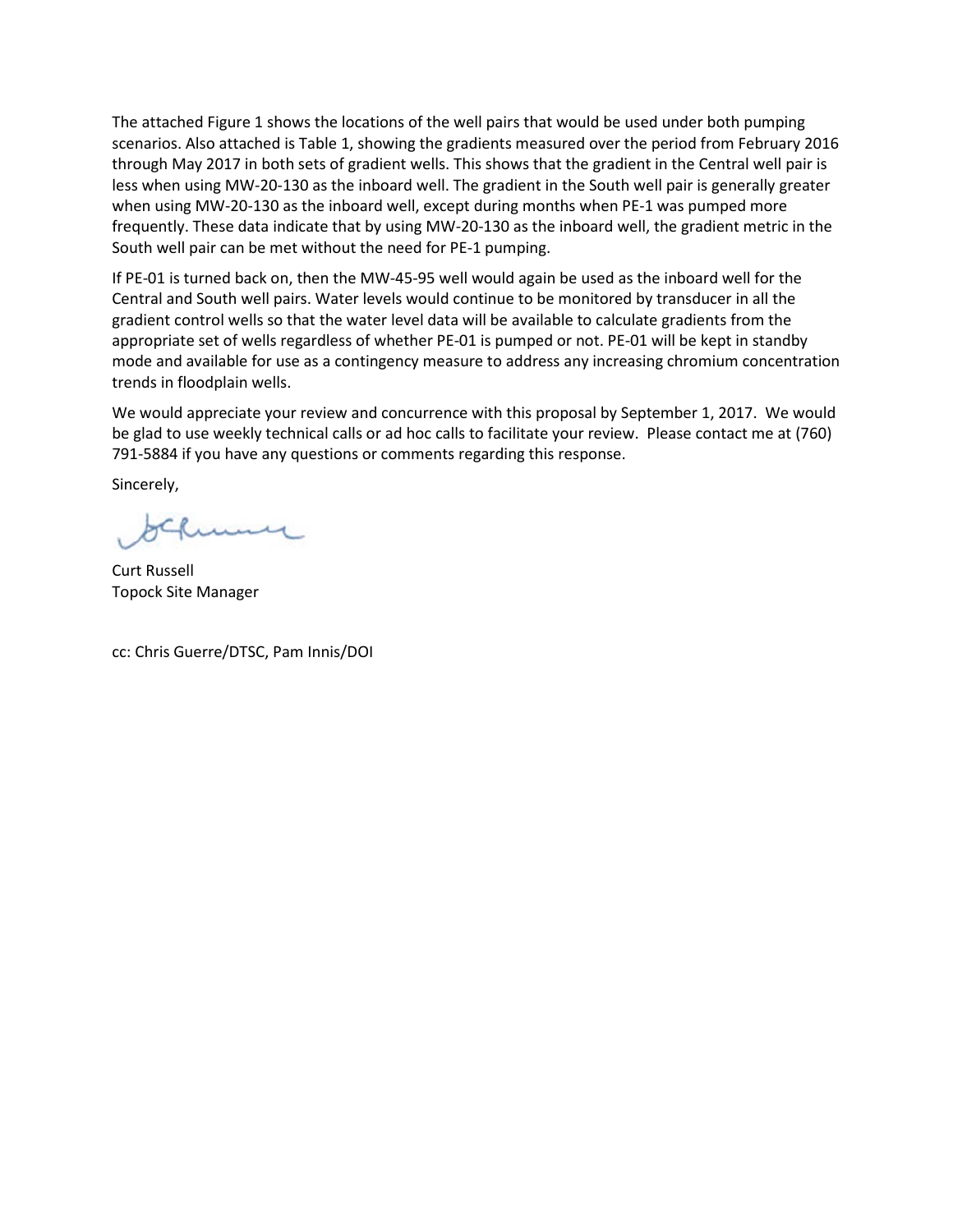The attached Figure 1 shows the locations of the well pairs that would be used under both pumping scenarios. Also attached is Table 1, showing the gradients measured over the period from February 2016 through May 2017 in both sets of gradient wells. This shows that the gradient in the Central well pair is less when using MW-20-130 as the inboard well. The gradient in the South well pair is generally greater when using MW-20-130 as the inboard well, except during months when PE-1 was pumped more frequently. These data indicate that by using MW-20-130 as the inboard well, the gradient metric in the South well pair can be met without the need for PE-1 pumping.

If PE-01 is turned back on, then the MW-45-95 well would again be used as the inboard well for the Central and South well pairs. Water levels would continue to be monitored by transducer in all the gradient control wells so that the water level data will be available to calculate gradients from the appropriate set of wells regardless of whether PE-01 is pumped or not. PE-01 will be kept in standby mode and available for use as a contingency measure to address any increasing chromium concentration trends in floodplain wells.

We would appreciate your review and concurrence with this proposal by September 1, 2017. We would be glad to use weekly technical calls or ad hoc calls to facilitate your review. Please contact me at (760) 791-5884 if you have any questions or comments regarding this response.

Sincerely,

Curt Russell
Topock Site Manager

cc: Chris Guerre/DTSC, Pam Innis/DOI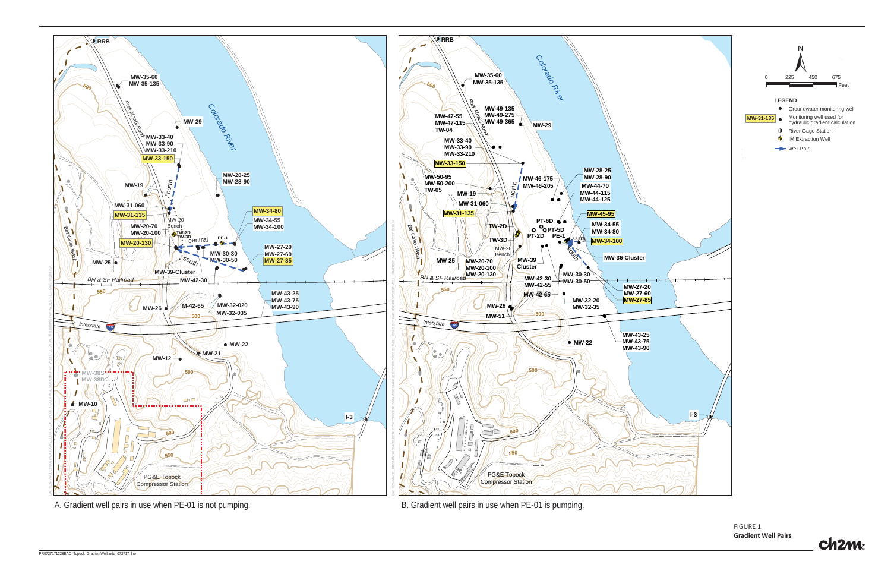A. Gradient well pairs in use when PE-01 is not pumping.

B. Gradient well pairs in use when PE-01 is pumping.

**LEGEND**

- Groundwater monitoring well
- MW-31-135 — Monitoring well used for hydraulic gradient calculation
- River Gage Station
- IM Extraction Well
- Well Pair

FIGURE 1
**Gradient Well Pairs**

PR0727171328BAO_Topock_GradientWell.indd_072717_lho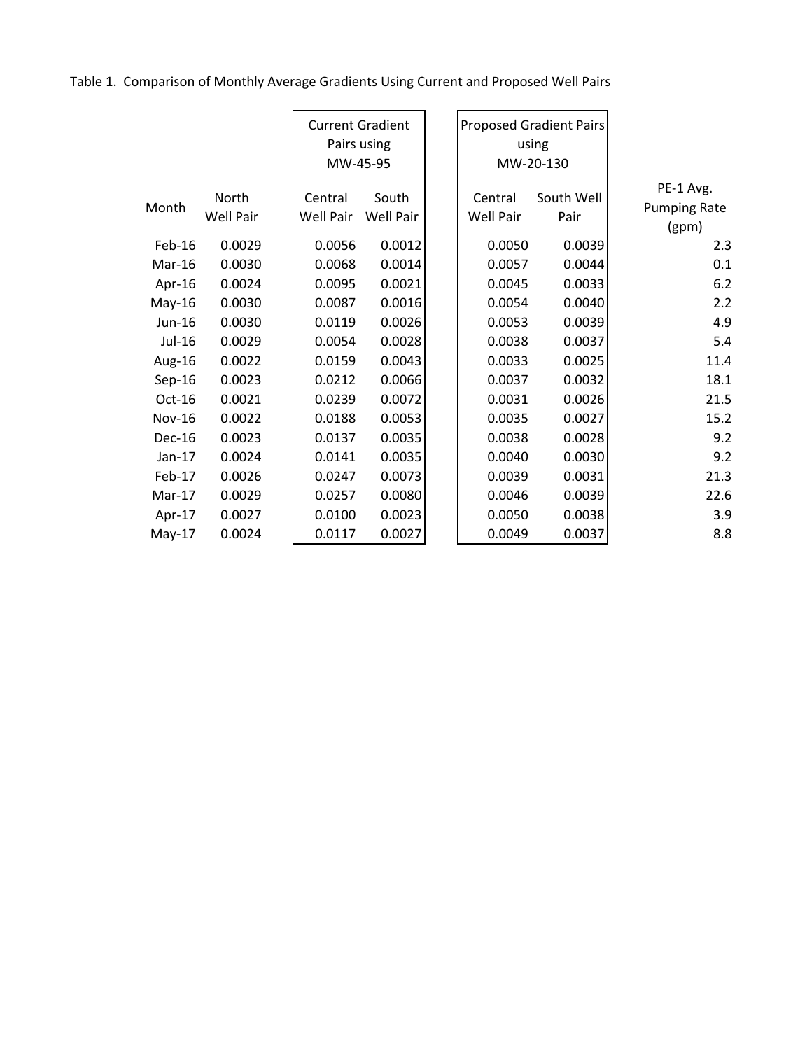Table 1. Comparison of Monthly Average Gradients Using Current and Proposed Well Pairs

| Month | North Well Pair | Current Gradient Pairs using MW-45-95 | | Proposed Gradient Pairs using MW-20-130 | | PE-1 Avg. Pumping Rate (gpm) |
|---|---|---|---|---|---|---|
| | | Central Well Pair | South Well Pair | Central Well Pair | South Well Pair | |
| Feb-16 | 0.0029 | 0.0056 | 0.0012 | 0.0050 | 0.0039 | 2.3 |
| Mar-16 | 0.0030 | 0.0068 | 0.0014 | 0.0057 | 0.0044 | 0.1 |
| Apr-16 | 0.0024 | 0.0095 | 0.0021 | 0.0045 | 0.0033 | 6.2 |
| May-16 | 0.0030 | 0.0087 | 0.0016 | 0.0054 | 0.0040 | 2.2 |
| Jun-16 | 0.0030 | 0.0119 | 0.0026 | 0.0053 | 0.0039 | 4.9 |
| Jul-16 | 0.0029 | 0.0054 | 0.0028 | 0.0038 | 0.0037 | 5.4 |
| Aug-16 | 0.0022 | 0.0159 | 0.0043 | 0.0033 | 0.0025 | 11.4 |
| Sep-16 | 0.0023 | 0.0212 | 0.0066 | 0.0037 | 0.0032 | 18.1 |
| Oct-16 | 0.0021 | 0.0239 | 0.0072 | 0.0031 | 0.0026 | 21.5 |
| Nov-16 | 0.0022 | 0.0188 | 0.0053 | 0.0035 | 0.0027 | 15.2 |
| Dec-16 | 0.0023 | 0.0137 | 0.0035 | 0.0038 | 0.0028 | 9.2 |
| Jan-17 | 0.0024 | 0.0141 | 0.0035 | 0.0040 | 0.0030 | 9.2 |
| Feb-17 | 0.0026 | 0.0247 | 0.0073 | 0.0039 | 0.0031 | 21.3 |
| Mar-17 | 0.0029 | 0.0257 | 0.0080 | 0.0046 | 0.0039 | 22.6 |
| Apr-17 | 0.0027 | 0.0100 | 0.0023 | 0.0050 | 0.0038 | 3.9 |
| May-17 | 0.0024 | 0.0117 | 0.0027 | 0.0049 | 0.0037 | 8.8 |